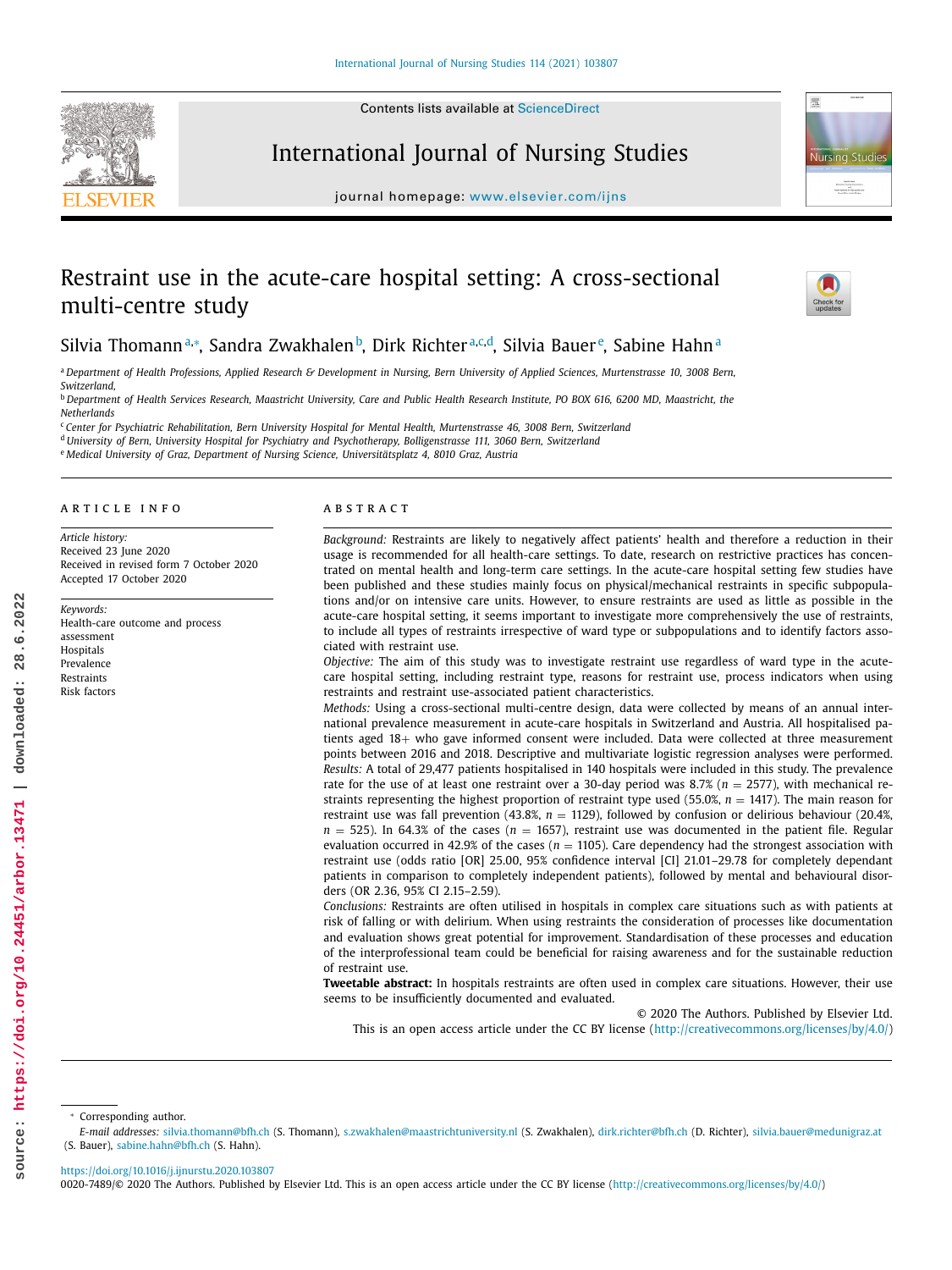# Restraint use in the acute-care hospital setting: A cross-sectional multi-centre study

Silvia Thomann[a,*], Sandra Zwakhalen[b], Dirk Richter[a,c,d], Silvia Bauer[e], Sabine Hahn[a]

[a] Department of Health Professions, Applied Research & Development in Nursing, Bern University of Applied Sciences, Murtenstrasse 10, 3008 Bern, Switzerland,

[b] Department of Health Services Research, Maastricht University, Care and Public Health Research Institute, PO BOX 616, 6200 MD, Maastricht, the Netherlands

[c] Center for Psychiatric Rehabilitation, Bern University Hospital for Mental Health, Murtenstrasse 46, 3008 Bern, Switzerland

[d] University of Bern, University Hospital for Psychiatry and Psychotherapy, Bolligenstrasse 111, 3060 Bern, Switzerland

[e] Medical University of Graz, Department of Nursing Science, Universitätsplatz 4, 8010 Graz, Austria

## ARTICLE INFO

*Article history:*
Received 23 June 2020
Received in revised form 7 October 2020
Accepted 17 October 2020

*Keywords:*
Health-care outcome and process assessment
Hospitals
Prevalence
Restraints
Risk factors

## ABSTRACT

*Background:* Restraints are likely to negatively affect patients' health and therefore a reduction in their usage is recommended for all health-care settings. To date, research on restrictive practices has concentrated on mental health and long-term care settings. In the acute-care hospital setting few studies have been published and these studies mainly focus on physical/mechanical restraints in specific subpopulations and/or on intensive care units. However, to ensure restraints are used as little as possible in the acute-care hospital setting, it seems important to investigate more comprehensively the use of restraints, to include all types of restraints irrespective of ward type or subpopulations and to identify factors associated with restraint use.

*Objective:* The aim of this study was to investigate restraint use regardless of ward type in the acute-care hospital setting, including restraint type, reasons for restraint use, process indicators when using restraints and restraint use-associated patient characteristics.

*Methods:* Using a cross-sectional multi-centre design, data were collected by means of an annual international prevalence measurement in acute-care hospitals in Switzerland and Austria. All hospitalised patients aged 18+ who gave informed consent were included. Data were collected at three measurement points between 2016 and 2018. Descriptive and multivariate logistic regression analyses were performed.

*Results:* A total of 29,477 patients hospitalised in 140 hospitals were included in this study. The prevalence rate for the use of at least one restraint over a 30-day period was 8.7% ($n$ = 2577), with mechanical restraints representing the highest proportion of restraint type used (55.0%, $n$ = 1417). The main reason for restraint use was fall prevention (43.8%, $n$ = 1129), followed by confusion or delirious behaviour (20.4%, $n$ = 525). In 64.3% of the cases ($n$ = 1657), restraint use was documented in the patient file. Regular evaluation occurred in 42.9% of the cases ($n$ = 1105). Care dependency had the strongest association with restraint use (odds ratio [OR] 25.00, 95% confidence interval [CI] 21.01–29.78 for completely dependant patients in comparison to completely independent patients), followed by mental and behavioural disorders (OR 2.36, 95% CI 2.15–2.59).

*Conclusions:* Restraints are often utilised in hospitals in complex care situations such as with patients at risk of falling or with delirium. When using restraints the consideration of processes like documentation and evaluation shows great potential for improvement. Standardisation of these processes and education of the interprofessional team could be beneficial for raising awareness and for the sustainable reduction of restraint use.

**Tweetable abstract:** In hospitals restraints are often used in complex care situations. However, their use seems to be insufficiently documented and evaluated.

© 2020 The Authors. Published by Elsevier Ltd.
This is an open access article under the CC BY license (http://creativecommons.org/licenses/by/4.0/)

---

* Corresponding author.
*E-mail addresses:* silvia.thomann@bfh.ch (S. Thomann), s.zwakhalen@maastrichtuniversity.nl (S. Zwakhalen), dirk.richter@bfh.ch (D. Richter), silvia.bauer@medunigraz.at (S. Bauer), sabine.hahn@bfh.ch (S. Hahn).

https://doi.org/10.1016/j.ijnurstu.2020.103807
0020-7489/© 2020 The Authors. Published by Elsevier Ltd. This is an open access article under the CC BY license (http://creativecommons.org/licenses/by/4.0/)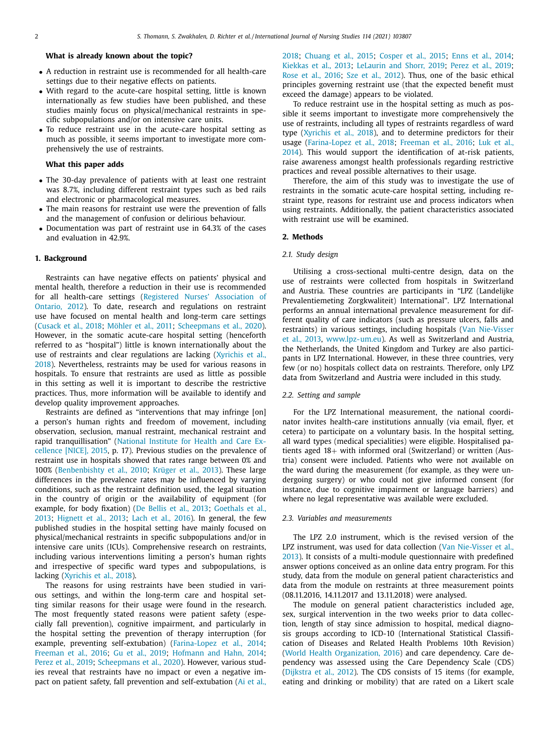**What is already known about the topic?**

- A reduction in restraint use is recommended for all health-care settings due to their negative effects on patients.
- With regard to the acute-care hospital setting, little is known internationally as few studies have been published, and these studies mainly focus on physical/mechanical restraints in specific subpopulations and/or on intensive care units.
- To reduce restraint use in the acute-care hospital setting as much as possible, it seems important to investigate more comprehensively the use of restraints.

**What this paper adds**

- The 30-day prevalence of patients with at least one restraint was 8.7%, including different restraint types such as bed rails and electronic or pharmacological measures.
- The main reasons for restraint use were the prevention of falls and the management of confusion or delirious behaviour.
- Documentation was part of restraint use in 64.3% of the cases and evaluation in 42.9%.

## 1. Background

Restraints can have negative effects on patients' physical and mental health, therefore a reduction in their use is recommended for all health-care settings (Registered Nurses' Association of Ontario, 2012). To date, research and regulations on restraint use have focused on mental health and long-term care settings (Cusack et al., 2018; Möhler et al., 2011; Scheepmans et al., 2020). However, in the somatic acute-care hospital setting (henceforth referred to as "hospital") little is known internationally about the use of restraints and clear regulations are lacking (Xyrichis et al., 2018). Nevertheless, restraints may be used for various reasons in hospitals. To ensure that restraints are used as little as possible in this setting as well it is important to describe the restrictive practices. Thus, more information will be available to identify and develop quality improvement approaches.

Restraints are defined as "interventions that may infringe [on] a person's human rights and freedom of movement, including observation, seclusion, manual restraint, mechanical restraint and rapid tranquillisation" (National Institute for Health and Care Excellence [NICE], 2015, p. 17). Previous studies on the prevalence of restraint use in hospitals showed that rates range between 0% and 100% (Benbenbishty et al., 2010; Krüger et al., 2013). These large differences in the prevalence rates may be influenced by varying conditions, such as the restraint definition used, the legal situation in the country of origin or the availability of equipment (for example, for body fixation) (De Bellis et al., 2013; Goethals et al., 2013; Hignett et al., 2013; Lach et al., 2016). In general, the few published studies in the hospital setting have mainly focused on physical/mechanical restraints in specific subpopulations and/or in intensive care units (ICUs). Comprehensive research on restraints, including various interventions limiting a person's human rights and irrespective of specific ward types and subpopulations, is lacking (Xyrichis et al., 2018).

The reasons for using restraints have been studied in various settings, and within the long-term care and hospital setting similar reasons for their usage were found in the research. The most frequently stated reasons were patient safety (especially fall prevention), cognitive impairment, and particularly in the hospital setting the prevention of therapy interruption (for example, preventing self-extubation) (Farina-Lopez et al., 2014; Freeman et al., 2016; Gu et al., 2019; Hofmann and Hahn, 2014; Perez et al., 2019; Scheepmans et al., 2020). However, various studies reveal that restraints have no impact or even a negative impact on patient safety, fall prevention and self-extubation (Ai et al., 2018; Chuang et al., 2015; Cosper et al., 2015; Enns et al., 2014; Kiekkas et al., 2013; LeLaurin and Shorr, 2019; Perez et al., 2019; Rose et al., 2016; Sze et al., 2012). Thus, one of the basic ethical principles governing restraint use (that the expected benefit must exceed the damage) appears to be violated.

To reduce restraint use in the hospital setting as much as possible it seems important to investigate more comprehensively the use of restraints, including all types of restraints regardless of ward type (Xyrichis et al., 2018), and to determine predictors for their usage (Farina-Lopez et al., 2018; Freeman et al., 2016; Luk et al., 2014). This would support the identification of at-risk patients, raise awareness amongst health professionals regarding restrictive practices and reveal possible alternatives to their usage.

Therefore, the aim of this study was to investigate the use of restraints in the somatic acute-care hospital setting, including restraint type, reasons for restraint use and process indicators when using restraints. Additionally, the patient characteristics associated with restraint use will be examined.

## 2. Methods

### 2.1. Study design

Utilising a cross-sectional multi-centre design, data on the use of restraints were collected from hospitals in Switzerland and Austria. These countries are participants in "LPZ (Landelijke Prevalentiemeting Zorgkwaliteit) International". LPZ International performs an annual international prevalence measurement for different quality of care indicators (such as pressure ulcers, falls and restraints) in various settings, including hospitals (Van Nie-Visser et al., 2013, www.lpz-um.eu). As well as Switzerland and Austria, the Netherlands, the United Kingdom and Turkey are also participants in LPZ International. However, in these three countries, very few (or no) hospitals collect data on restraints. Therefore, only LPZ data from Switzerland and Austria were included in this study.

### 2.2. Setting and sample

For the LPZ International measurement, the national coordinator invites health-care institutions annually (via email, flyer, et cetera) to participate on a voluntary basis. In the hospital setting, all ward types (medical specialities) were eligible. Hospitalised patients aged 18+ with informed oral (Switzerland) or written (Austria) consent were included. Patients who were not available on the ward during the measurement (for example, as they were undergoing surgery) or who could not give informed consent (for instance, due to cognitive impairment or language barriers) and where no legal representative was available were excluded.

### 2.3. Variables and measurements

The LPZ 2.0 instrument, which is the revised version of the LPZ instrument, was used for data collection (Van Nie-Visser et al., 2013). It consists of a multi-module questionnaire with predefined answer options conceived as an online data entry program. For this study, data from the module on general patient characteristics and data from the module on restraints at three measurement points (08.11.2016, 14.11.2017 and 13.11.2018) were analysed.

The module on general patient characteristics included age, sex, surgical intervention in the two weeks prior to data collection, length of stay since admission to hospital, medical diagnosis groups according to ICD-10 (International Statistical Classification of Diseases and Related Health Problems 10th Revision) (World Health Organization, 2016) and care dependency. Care dependency was assessed using the Care Dependency Scale (CDS) (Dijkstra et al., 2012). The CDS consists of 15 items (for example, eating and drinking or mobility) that are rated on a Likert scale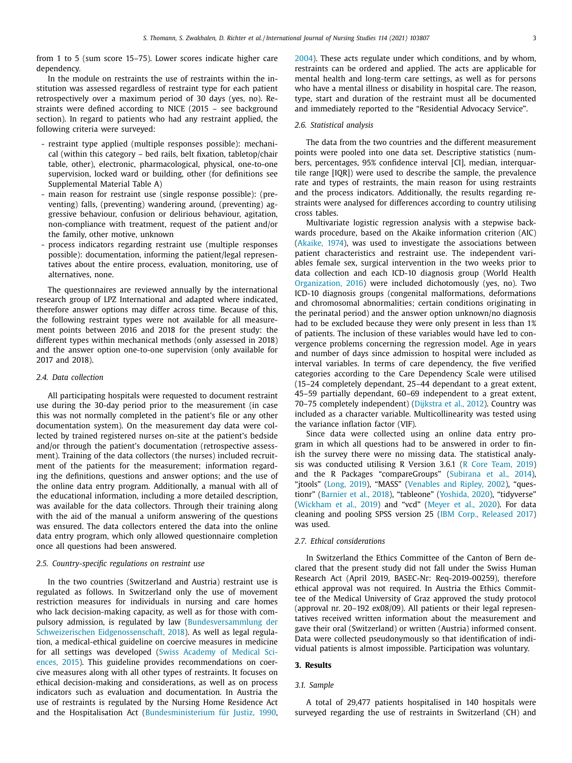from 1 to 5 (sum score 15–75). Lower scores indicate higher care dependency.

In the module on restraints the use of restraints within the institution was assessed regardless of restraint type for each patient retrospectively over a maximum period of 30 days (yes, no). Restraints were defined according to NICE (2015 – see background section). In regard to patients who had any restraint applied, the following criteria were surveyed:

- restraint type applied (multiple responses possible): mechanical (within this category – bed rails, belt fixation, tabletop/chair table, other), electronic, pharmacological, physical, one-to-one supervision, locked ward or building, other (for definitions see Supplemental Material Table A)
- main reason for restraint use (single response possible): (preventing) falls, (preventing) wandering around, (preventing) aggressive behaviour, confusion or delirious behaviour, agitation, non-compliance with treatment, request of the patient and/or the family, other motive, unknown
- process indicators regarding restraint use (multiple responses possible): documentation, informing the patient/legal representatives about the entire process, evaluation, monitoring, use of alternatives, none.

The questionnaires are reviewed annually by the international research group of LPZ International and adapted where indicated, therefore answer options may differ across time. Because of this, the following restraint types were not available for all measurement points between 2016 and 2018 for the present study: the different types within mechanical methods (only assessed in 2018) and the answer option one-to-one supervision (only available for 2017 and 2018).

### 2.4. Data collection

All participating hospitals were requested to document restraint use during the 30-day period prior to the measurement (in case this was not normally completed in the patient's file or any other documentation system). On the measurement day data were collected by trained registered nurses on-site at the patient's bedside and/or through the patient's documentation (retrospective assessment). Training of the data collectors (the nurses) included recruitment of the patients for the measurement; information regarding the definitions, questions and answer options; and the use of the online data entry program. Additionally, a manual with all of the educational information, including a more detailed description, was available for the data collectors. Through their training along with the aid of the manual a uniform answering of the questions was ensured. The data collectors entered the data into the online data entry program, which only allowed questionnaire completion once all questions had been answered.

### 2.5. Country-specific regulations on restraint use

In the two countries (Switzerland and Austria) restraint use is regulated as follows. In Switzerland only the use of movement restriction measures for individuals in nursing and care homes who lack decision-making capacity, as well as for those with compulsory admission, is regulated by law (Bundesversammlung der Schweizerischen Eidgenossenschaft, 2018). As well as legal regulation, a medical-ethical guideline on coercive measures in medicine for all settings was developed (Swiss Academy of Medical Sciences, 2015). This guideline provides recommendations on coercive measures along with all other types of restraints. It focuses on ethical decision-making and considerations, as well as on process indicators such as evaluation and documentation. In Austria the use of restraints is regulated by the Nursing Home Residence Act and the Hospitalisation Act (Bundesministerium für Justiz, 1990, 2004). These acts regulate under which conditions, and by whom, restraints can be ordered and applied. The acts are applicable for mental health and long-term care settings, as well as for persons who have a mental illness or disability in hospital care. The reason, type, start and duration of the restraint must all be documented and immediately reported to the "Residential Advocacy Service".

### 2.6. Statistical analysis

The data from the two countries and the different measurement points were pooled into one data set. Descriptive statistics (numbers, percentages, 95% confidence interval [CI], median, interquartile range [IQR]) were used to describe the sample, the prevalence rate and types of restraints, the main reason for using restraints and the process indicators. Additionally, the results regarding restraints were analysed for differences according to country utilising cross tables.

Multivariate logistic regression analysis with a stepwise backwards procedure, based on the Akaike information criterion (AIC) (Akaike, 1974), was used to investigate the associations between patient characteristics and restraint use. The independent variables female sex, surgical intervention in the two weeks prior to data collection and each ICD-10 diagnosis group (World Health Organization, 2016) were included dichotomously (yes, no). Two ICD-10 diagnosis groups (congenital malformations, deformations and chromosomal abnormalities; certain conditions originating in the perinatal period) and the answer option unknown/no diagnosis had to be excluded because they were only present in less than 1% of patients. The inclusion of these variables would have led to convergence problems concerning the regression model. Age in years and number of days since admission to hospital were included as interval variables. In terms of care dependency, the five verified categories according to the Care Dependency Scale were utilised (15–24 completely dependant, 25–44 dependant to a great extent, 45–59 partially dependant, 60–69 independent to a great extent, 70–75 completely independent) (Dijkstra et al., 2012). Country was included as a character variable. Multicollinearity was tested using the variance inflation factor (VIF).

Since data were collected using an online data entry program in which all questions had to be answered in order to finish the survey there were no missing data. The statistical analysis was conducted utilising R Version 3.6.1 (R Core Team, 2019) and the R Packages "compareGroups" (Subirana et al., 2014), "jtools" (Long, 2019), "MASS" (Venables and Ripley, 2002), "questionr" (Barnier et al., 2018), "tableone" (Yoshida, 2020), "tidyverse" (Wickham et al., 2019) and "vcd" (Meyer et al., 2020). For data cleaning and pooling SPSS version 25 (IBM Corp., Released 2017) was used.

### 2.7. Ethical considerations

In Switzerland the Ethics Committee of the Canton of Bern declared that the present study did not fall under the Swiss Human Research Act (April 2019, BASEC-Nr: Req-2019-00259), therefore ethical approval was not required. In Austria the Ethics Committee of the Medical University of Graz approved the study protocol (approval nr. 20–192 ex08/09). All patients or their legal representatives received written information about the measurement and gave their oral (Switzerland) or written (Austria) informed consent. Data were collected pseudonymously so that identification of individual patients is almost impossible. Participation was voluntary.

## 3. Results

### 3.1. Sample

A total of 29,477 patients hospitalised in 140 hospitals were surveyed regarding the use of restraints in Switzerland (CH) and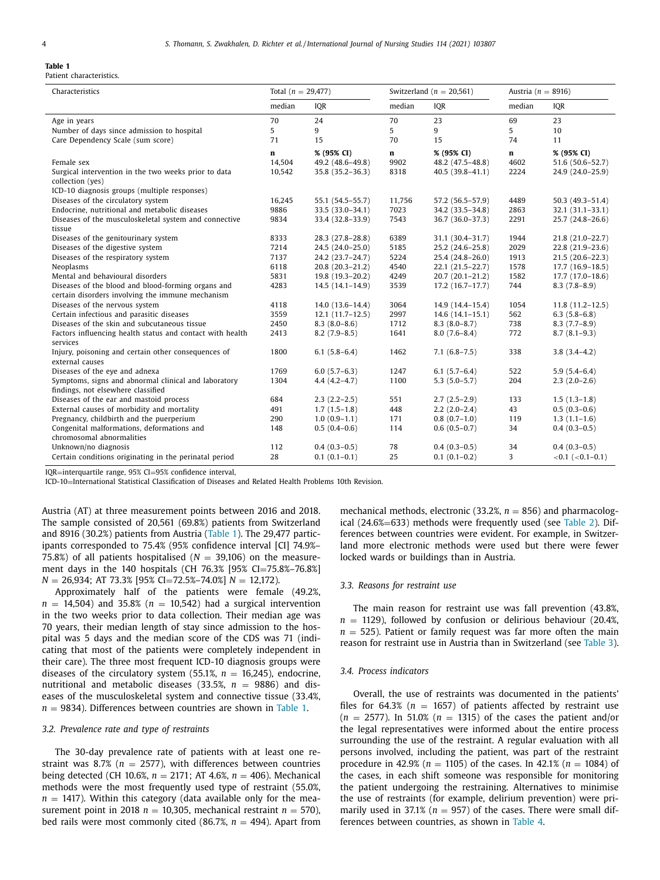**Table 1**
Patient characteristics.

| Characteristics | Total (n = 29,477) | | Switzerland (n = 20,561) | | Austria (n = 8916) | |
|---|---|---|---|---|---|---|
| | median | IQR | median | IQR | median | IQR |
| Age in years | 70 | 24 | 70 | 23 | 69 | 23 |
| Number of days since admission to hospital | 5 | 9 | 5 | 9 | 5 | 10 |
| Care Dependency Scale (sum score) | 71 | 15 | 70 | 15 | 74 | 11 |
| | **n** | **% (95% CI)** | **n** | **% (95% CI)** | **n** | **% (95% CI)** |
| Female sex | 14,504 | 49.2 (48.6–49.8) | 9902 | 48.2 (47.5–48.8) | 4602 | 51.6 (50.6–52.7) |
| Surgical intervention in the two weeks prior to data collection (yes) | 10,542 | 35.8 (35.2–36.3) | 8318 | 40.5 (39.8–41.1) | 2224 | 24.9 (24.0–25.9) |
| ICD-10 diagnosis groups (multiple responses) | | | | | | |
| Diseases of the circulatory system | 16,245 | 55.1 (54.5–55.7) | 11,756 | 57.2 (56.5–57.9) | 4489 | 50.3 (49.3–51.4) |
| Endocrine, nutritional and metabolic diseases | 9886 | 33.5 (33.0–34.1) | 7023 | 34.2 (33.5–34.8) | 2863 | 32.1 (31.1–33.1) |
| Diseases of the musculoskeletal system and connective tissue | 9834 | 33.4 (32.8–33.9) | 7543 | 36.7 (36.0–37.3) | 2291 | 25.7 (24.8–26.6) |
| Diseases of the genitourinary system | 8333 | 28.3 (27.8–28.8) | 6389 | 31.1 (30.4–31.7) | 1944 | 21.8 (21.0–22.7) |
| Diseases of the digestive system | 7214 | 24.5 (24.0–25.0) | 5185 | 25.2 (24.6–25.8) | 2029 | 22.8 (21.9–23.6) |
| Diseases of the respiratory system | 7137 | 24.2 (23.7–24.7) | 5224 | 25.4 (24.8–26.0) | 1913 | 21.5 (20.6–22.3) |
| Neoplasms | 6118 | 20.8 (20.3–21.2) | 4540 | 22.1 (21.5–22.7) | 1578 | 17.7 (16.9–18.5) |
| Mental and behavioural disorders | 5831 | 19.8 (19.3–20.2) | 4249 | 20.7 (20.1–21.2) | 1582 | 17.7 (17.0–18.6) |
| Diseases of the blood and blood-forming organs and certain disorders involving the immune mechanism | 4283 | 14.5 (14.1–14.9) | 3539 | 17.2 (16.7–17.7) | 744 | 8.3 (7.8–8.9) |
| Diseases of the nervous system | 4118 | 14.0 (13.6–14.4) | 3064 | 14.9 (14.4–15.4) | 1054 | 11.8 (11.2–12.5) |
| Certain infectious and parasitic diseases | 3559 | 12.1 (11.7–12.5) | 2997 | 14.6 (14.1–15.1) | 562 | 6.3 (5.8–6.8) |
| Diseases of the skin and subcutaneous tissue | 2450 | 8.3 (8.0–8.6) | 1712 | 8.3 (8.0–8.7) | 738 | 8.3 (7.7–8.9) |
| Factors influencing health status and contact with health services | 2413 | 8.2 (7.9–8.5) | 1641 | 8.0 (7.6–8.4) | 772 | 8.7 (8.1–9.3) |
| Injury, poisoning and certain other consequences of external causes | 1800 | 6.1 (5.8–6.4) | 1462 | 7.1 (6.8–7.5) | 338 | 3.8 (3.4–4.2) |
| Diseases of the eye and adnexa | 1769 | 6.0 (5.7–6.3) | 1247 | 6.1 (5.7–6.4) | 522 | 5.9 (5.4–6.4) |
| Symptoms, signs and abnormal clinical and laboratory findings, not elsewhere classified | 1304 | 4.4 (4.2–4.7) | 1100 | 5.3 (5.0–5.7) | 204 | 2.3 (2.0–2.6) |
| Diseases of the ear and mastoid process | 684 | 2.3 (2.2–2.5) | 551 | 2.7 (2.5–2.9) | 133 | 1.5 (1.3–1.8) |
| External causes of morbidity and mortality | 491 | 1.7 (1.5–1.8) | 448 | 2.2 (2.0–2.4) | 43 | 0.5 (0.3–0.6) |
| Pregnancy, childbirth and the puerperium | 290 | 1.0 (0.9–1.1) | 171 | 0.8 (0.7–1.0) | 119 | 1.3 (1.1–1.6) |
| Congenital malformations, deformations and chromosomal abnormalities | 148 | 0.5 (0.4–0.6) | 114 | 0.6 (0.5–0.7) | 34 | 0.4 (0.3–0.5) |
| Unknown/no diagnosis | 112 | 0.4 (0.3–0.5) | 78 | 0.4 (0.3–0.5) | 34 | 0.4 (0.3–0.5) |
| Certain conditions originating in the perinatal period | 28 | 0.1 (0.1–0.1) | 25 | 0.1 (0.1–0.2) | 3 | <0.1 (<0.1–0.1) |

IQR=interquartile range, 95% CI=95% confidence interval,
ICD-10=International Statistical Classification of Diseases and Related Health Problems 10th Revision.

Austria (AT) at three measurement points between 2016 and 2018. The sample consisted of 20,561 (69.8%) patients from Switzerland and 8916 (30.2%) patients from Austria (Table 1). The 29,477 participants corresponded to 75.4% (95% confidence interval [CI] 74.9%–75.8%) of all patients hospitalised ($N = 39,106$) on the measurement days in the 140 hospitals (CH 76.3% [95% CI=75.8%–76.8%] $N = 26,934$; AT 73.3% [95% CI=72.5%–74.0%] $N = 12,172$).

Approximately half of the patients were female (49.2%, $n = 14,504$) and 35.8% ($n = 10,542$) had a surgical intervention in the two weeks prior to data collection. Their median age was 70 years, their median length of stay since admission to the hospital was 5 days and the median score of the CDS was 71 (indicating that most of the patients were completely independent in their care). The three most frequent ICD-10 diagnosis groups were diseases of the circulatory system (55.1%, $n = 16,245$), endocrine, nutritional and metabolic diseases (33.5%, $n = 9886$) and diseases of the musculoskeletal system and connective tissue (33.4%, $n = 9834$). Differences between countries are shown in Table 1.

### 3.2. Prevalence rate and type of restraints

The 30-day prevalence rate of patients with at least one restraint was 8.7% ($n = 2577$), with differences between countries being detected (CH 10.6%, $n = 2171$; AT 4.6%, $n = 406$). Mechanical methods were the most frequently used type of restraint (55.0%, $n = 1417$). Within this category (data available only for the measurement point in 2018 $n = 10,305$, mechanical restraint $n = 570$), bed rails were most commonly cited (86.7%, $n = 494$). Apart from mechanical methods, electronic (33.2%, $n = 856$) and pharmacological (24.6%=633) methods were frequently used (see Table 2). Differences between countries were evident. For example, in Switzerland more electronic methods were used but there were fewer locked wards or buildings than in Austria.

### 3.3. Reasons for restraint use

The main reason for restraint use was fall prevention (43.8%, $n = 1129$), followed by confusion or delirious behaviour (20.4%, $n = 525$). Patient or family request was far more often the main reason for restraint use in Austria than in Switzerland (see Table 3).

### 3.4. Process indicators

Overall, the use of restraints was documented in the patients' files for 64.3% ($n = 1657$) of patients affected by restraint use ($n = 2577$). In 51.0% ($n = 1315$) of the cases the patient and/or the legal representatives were informed about the entire process surrounding the use of the restraint. A regular evaluation with all persons involved, including the patient, was part of the restraint procedure in 42.9% ($n = 1105$) of the cases. In 42.1% ($n = 1084$) of the cases, in each shift someone was responsible for monitoring the patient undergoing the restraining. Alternatives to minimise the use of restraints (for example, delirium prevention) were primarily used in 37.1% ($n = 957$) of the cases. There were small differences between countries, as shown in Table 4.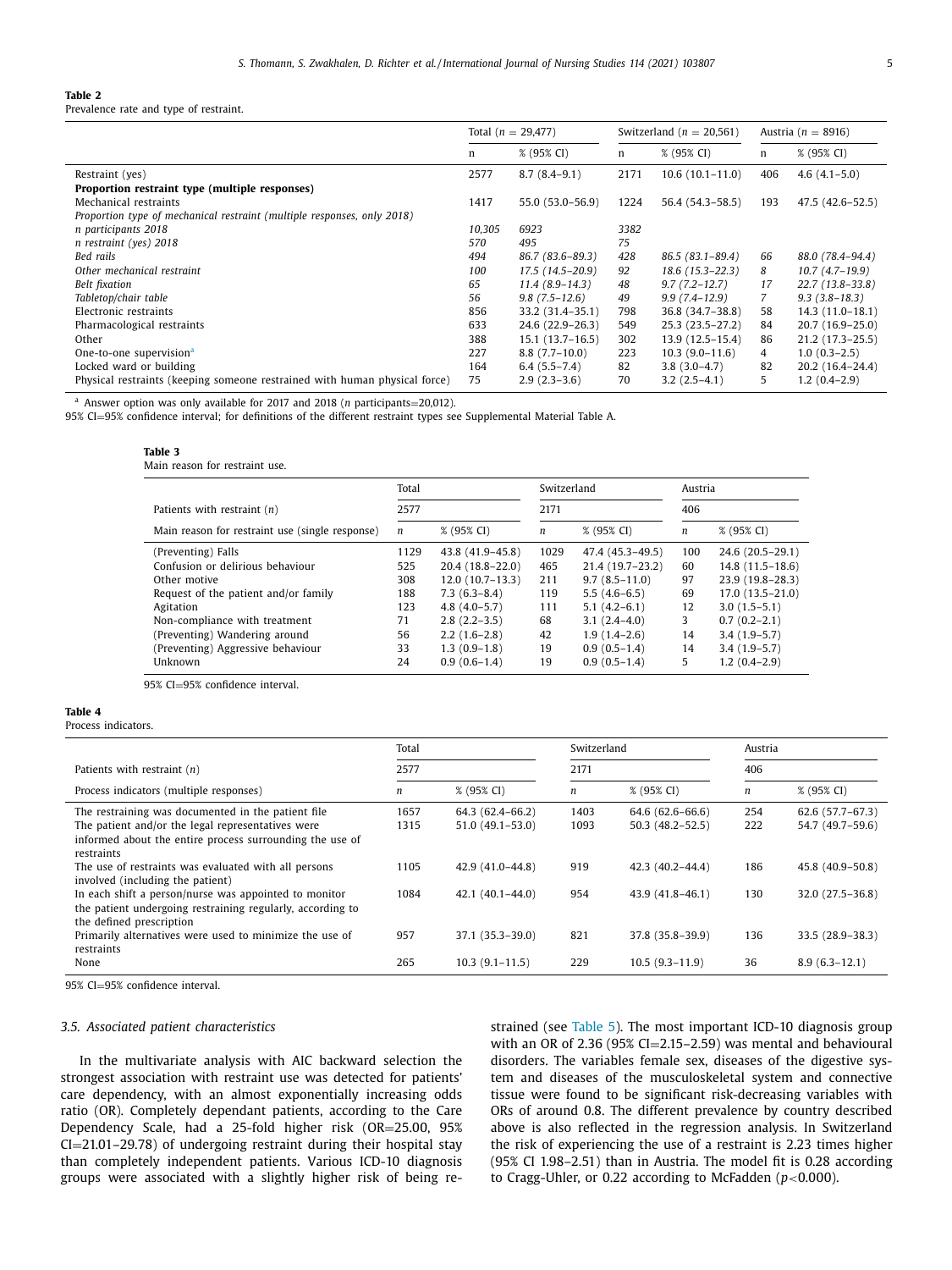**Table 2**
Prevalence rate and type of restraint.

| | Total ($n$ = 29,477) | | Switzerland ($n$ = 20,561) | | Austria ($n$ = 8916) | |
|---|---|---|---|---|---|---|
| | n | % (95% CI) | n | % (95% CI) | n | % (95% CI) |
| Restraint (yes) | 2577 | 8.7 (8.4–9.1) | 2171 | 10.6 (10.1–11.0) | 406 | 4.6 (4.1–5.0) |
| **Proportion restraint type (multiple responses)** | | | | | | |
| Mechanical restraints | 1417 | 55.0 (53.0–56.9) | 1224 | 56.4 (54.3–58.5) | 193 | 47.5 (42.6–52.5) |
| *Proportion type of mechanical restraint (multiple responses, only 2018)* | | | | | | |
| *n participants 2018* | *10,305* | *6923* | *3382* | | | |
| *n restraint (yes) 2018* | *570* | *495* | *75* | | | |
| *Bed rails* | *494* | *86.7 (83.6–89.3)* | *428* | *86.5 (83.1–89.4)* | *66* | *88.0 (78.4–94.4)* |
| *Other mechanical restraint* | *100* | *17.5 (14.5–20.9)* | *92* | *18.6 (15.3–22.3)* | *8* | *10.7 (4.7–19.9)* |
| *Belt fixation* | *65* | *11.4 (8.9–14.3)* | *48* | *9.7 (7.2–12.7)* | *17* | *22.7 (13.8–33.8)* |
| *Tabletop/chair table* | *56* | *9.8 (7.5–12.6)* | *49* | *9.9 (7.4–12.9)* | *7* | *9.3 (3.8–18.3)* |
| Electronic restraints | 856 | 33.2 (31.4–35.1) | 798 | 36.8 (34.7–38.8) | 58 | 14.3 (11.0–18.1) |
| Pharmacological restraints | 633 | 24.6 (22.9–26.3) | 549 | 25.3 (23.5–27.2) | 84 | 20.7 (16.9–25.0) |
| Other | 388 | 15.1 (13.7–16.5) | 302 | 13.9 (12.5–15.4) | 86 | 21.2 (17.3–25.5) |
| One-to-one supervision[a] | 227 | 8.8 (7.7–10.0) | 223 | 10.3 (9.0–11.6) | 4 | 1.0 (0.3–2.5) |
| Locked ward or building | 164 | 6.4 (5.5–7.4) | 82 | 3.8 (3.0–4.7) | 82 | 20.2 (16.4–24.4) |
| Physical restraints (keeping someone restrained with human physical force) | 75 | 2.9 (2.3–3.6) | 70 | 3.2 (2.5–4.1) | 5 | 1.2 (0.4–2.9) |

[a] Answer option was only available for 2017 and 2018 ($n$ participants=20,012).

95% CI=95% confidence interval; for definitions of the different restraint types see Supplemental Material Table A.

**Table 3**
Main reason for restraint use.

| | Total | | Switzerland | | Austria | |
|---|---|---|---|---|---|---|
| Patients with restraint ($n$) | 2577 | | 2171 | | 406 | |
| Main reason for restraint use (single response) | $n$ | % (95% CI) | $n$ | % (95% CI) | $n$ | % (95% CI) |
| (Preventing) Falls | 1129 | 43.8 (41.9–45.8) | 1029 | 47.4 (45.3–49.5) | 100 | 24.6 (20.5–29.1) |
| Confusion or delirious behaviour | 525 | 20.4 (18.8–22.0) | 465 | 21.4 (19.7–23.2) | 60 | 14.8 (11.5–18.6) |
| Other motive | 308 | 12.0 (10.7–13.3) | 211 | 9.7 (8.5–11.0) | 97 | 23.9 (19.8–28.3) |
| Request of the patient and/or family | 188 | 7.3 (6.3–8.4) | 119 | 5.5 (4.6–6.5) | 69 | 17.0 (13.5–21.0) |
| Agitation | 123 | 4.8 (4.0–5.7) | 111 | 5.1 (4.2–6.1) | 12 | 3.0 (1.5–5.1) |
| Non-compliance with treatment | 71 | 2.8 (2.2–3.5) | 68 | 3.1 (2.4–4.0) | 3 | 0.7 (0.2–2.1) |
| (Preventing) Wandering around | 56 | 2.2 (1.6–2.8) | 42 | 1.9 (1.4–2.6) | 14 | 3.4 (1.9–5.7) |
| (Preventing) Aggressive behaviour | 33 | 1.3 (0.9–1.8) | 19 | 0.9 (0.5–1.4) | 14 | 3.4 (1.9–5.7) |
| Unknown | 24 | 0.9 (0.6–1.4) | 19 | 0.9 (0.5–1.4) | 5 | 1.2 (0.4–2.9) |

95% CI=95% confidence interval.

**Table 4**
Process indicators.

| | Total | | Switzerland | | Austria | |
|---|---|---|---|---|---|---|
| Patients with restraint ($n$) | 2577 | | 2171 | | 406 | |
| Process indicators (multiple responses) | $n$ | % (95% CI) | $n$ | % (95% CI) | $n$ | % (95% CI) |
| The restraining was documented in the patient file | 1657 | 64.3 (62.4–66.2) | 1403 | 64.6 (62.6–66.6) | 254 | 62.6 (57.7–67.3) |
| The patient and/or the legal representatives were informed about the entire process surrounding the use of restraints | 1315 | 51.0 (49.1–53.0) | 1093 | 50.3 (48.2–52.5) | 222 | 54.7 (49.7–59.6) |
| The use of restraints was evaluated with all persons involved (including the patient) | 1105 | 42.9 (41.0–44.8) | 919 | 42.3 (40.2–44.4) | 186 | 45.8 (40.9–50.8) |
| In each shift a person/nurse was appointed to monitor the patient undergoing restraining regularly, according to the defined prescription | 1084 | 42.1 (40.1–44.0) | 954 | 43.9 (41.8–46.1) | 130 | 32.0 (27.5–36.8) |
| Primarily alternatives were used to minimize the use of restraints | 957 | 37.1 (35.3–39.0) | 821 | 37.8 (35.8–39.9) | 136 | 33.5 (28.9–38.3) |
| None | 265 | 10.3 (9.1–11.5) | 229 | 10.5 (9.3–11.9) | 36 | 8.9 (6.3–12.1) |

95% CI=95% confidence interval.

### 3.5. Associated patient characteristics

In the multivariate analysis with AIC backward selection the strongest association with restraint use was detected for patients' care dependency, with an almost exponentially increasing odds ratio (OR). Completely dependant patients, according to the Care Dependency Scale, had a 25-fold higher risk (OR=25.00, 95% CI=21.01–29.78) of undergoing restraint during their hospital stay than completely independent patients. Various ICD-10 diagnosis groups were associated with a slightly higher risk of being restrained (see Table 5). The most important ICD-10 diagnosis group with an OR of 2.36 (95% CI=2.15–2.59) was mental and behavioural disorders. The variables female sex, diseases of the digestive system and diseases of the musculoskeletal system and connective tissue were found to be significant risk-decreasing variables with ORs of around 0.8. The different prevalence by country described above is also reflected in the regression analysis. In Switzerland the risk of experiencing the use of a restraint is 2.23 times higher (95% CI 1.98–2.51) than in Austria. The model fit is 0.28 according to Cragg-Uhler, or 0.22 according to McFadden ($p$<0.000).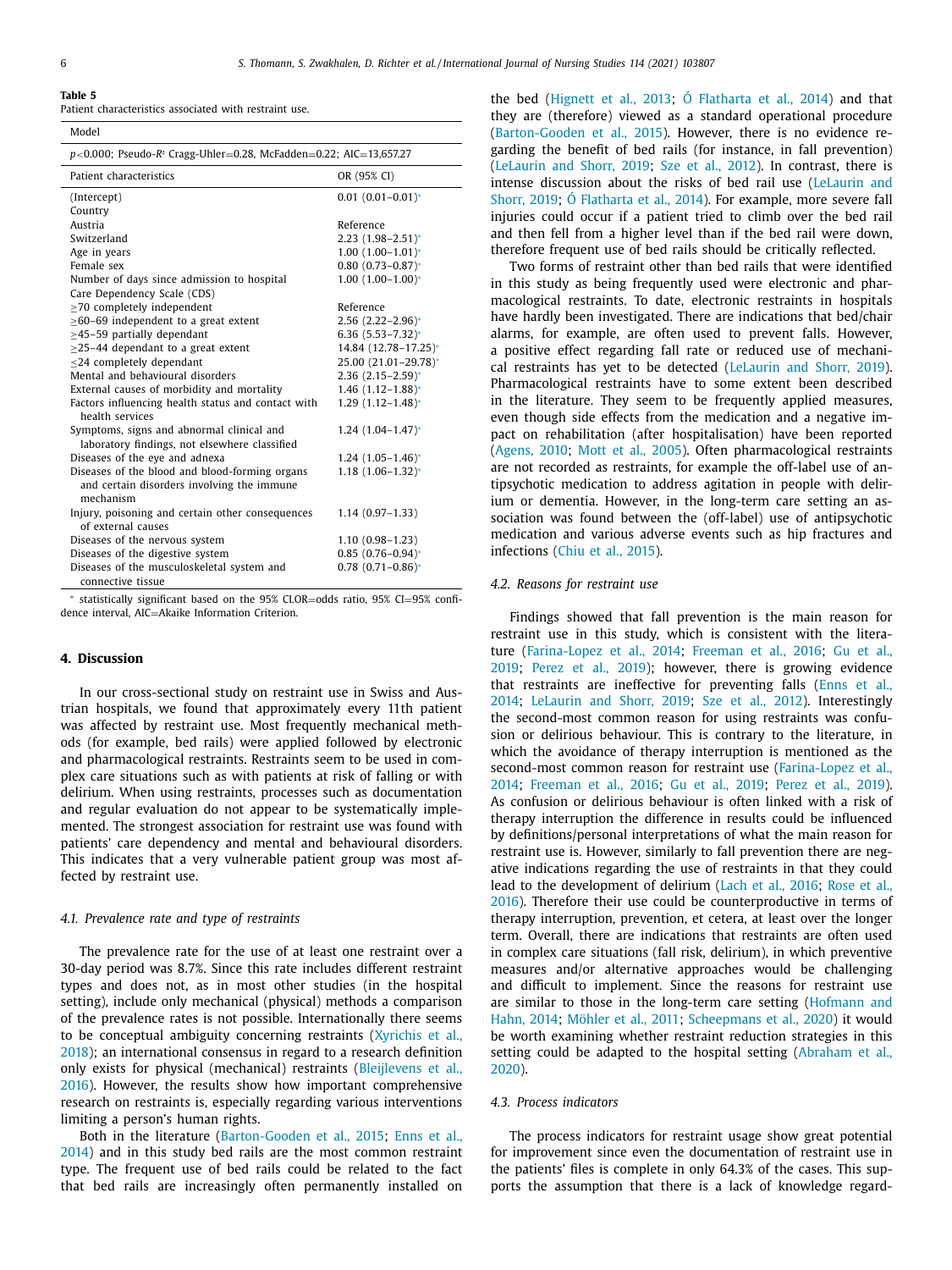**Table 5**
Patient characteristics associated with restraint use.

| Model | |
|---|---|
| $p$<0.000; Pseudo-$R^2$ Cragg-Uhler=0.28, McFadden=0.22; AIC=13,657.27 | |
| **Patient characteristics** | **OR (95% CI)** |
| (Intercept) | 0.01 (0.01–0.01)* |
| Country | |
| Austria | Reference |
| Switzerland | 2.23 (1.98–2.51)* |
| Age in years | 1.00 (1.00–1.01)* |
| Female sex | 0.80 (0.73–0.87)* |
| Number of days since admission to hospital | 1.00 (1.00–1.00)* |
| Care Dependency Scale (CDS) | |
| ≥70 completely independent | Reference |
| ≥60–69 independent to a great extent | 2.56 (2.22–2.96)* |
| ≥45–59 partially dependant | 6.36 (5.53–7.32)* |
| ≥25–44 dependant to a great extent | 14.84 (12.78–17.25)* |
| ≤24 completely dependant | 25.00 (21.01–29.78)* |
| Mental and behavioural disorders | 2.36 (2.15–2.59)* |
| External causes of morbidity and mortality | 1.46 (1.12–1.88)* |
| Factors influencing health status and contact with health services | 1.29 (1.12–1.48)* |
| Symptoms, signs and abnormal clinical and laboratory findings, not elsewhere classified | 1.24 (1.04–1.47)* |
| Diseases of the eye and adnexa | 1.24 (1.05–1.46)* |
| Diseases of the blood and blood-forming organs and certain disorders involving the immune mechanism | 1.18 (1.06–1.32)* |
| Injury, poisoning and certain other consequences of external causes | 1.14 (0.97–1.33) |
| Diseases of the nervous system | 1.10 (0.98–1.23) |
| Diseases of the digestive system | 0.85 (0.76–0.94)* |
| Diseases of the musculoskeletal system and connective tissue | 0.78 (0.71–0.86)* |

\* statistically significant based on the 95% CI.OR=odds ratio, 95% CI=95% confidence interval, AIC=Akaike Information Criterion.

## 4. Discussion

In our cross-sectional study on restraint use in Swiss and Austrian hospitals, we found that approximately every 11th patient was affected by restraint use. Most frequently mechanical methods (for example, bed rails) were applied followed by electronic and pharmacological restraints. Restraints seem to be used in complex care situations such as with patients at risk of falling or with delirium. When using restraints, processes such as documentation and regular evaluation do not appear to be systematically implemented. The strongest association for restraint use was found with patients' care dependency and mental and behavioural disorders. This indicates that a very vulnerable patient group was most affected by restraint use.

### 4.1. Prevalence rate and type of restraints

The prevalence rate for the use of at least one restraint over a 30-day period was 8.7%. Since this rate includes different restraint types and does not, as in most other studies (in the hospital setting), include only mechanical (physical) methods a comparison of the prevalence rates is not possible. Internationally there seems to be conceptual ambiguity concerning restraints (Xyrichis et al., 2018); an international consensus in regard to a research definition only exists for physical (mechanical) restraints (Bleijlevens et al., 2016). However, the results show how important comprehensive research on restraints is, especially regarding various interventions limiting a person's human rights.

Both in the literature (Barton-Gooden et al., 2015; Enns et al., 2014) and in this study bed rails are the most common restraint type. The frequent use of bed rails could be related to the fact that bed rails are increasingly often permanently installed on the bed (Hignett et al., 2013; Ó Flatharta et al., 2014) and that they are (therefore) viewed as a standard operational procedure (Barton-Gooden et al., 2015). However, there is no evidence regarding the benefit of bed rails (for instance, in fall prevention) (LeLaurin and Shorr, 2019; Sze et al., 2012). In contrast, there is intense discussion about the risks of bed rail use (LeLaurin and Shorr, 2019; Ó Flatharta et al., 2014). For example, more severe fall injuries could occur if a patient tried to climb over the bed rail and then fell from a higher level than if the bed rail were down, therefore frequent use of bed rails should be critically reflected.

Two forms of restraint other than bed rails that were identified in this study as being frequently used were electronic and pharmacological restraints. To date, electronic restraints in hospitals have hardly been investigated. There are indications that bed/chair alarms, for example, are often used to prevent falls. However, a positive effect regarding fall rate or reduced use of mechanical restraints has yet to be detected (LeLaurin and Shorr, 2019). Pharmacological restraints have to some extent been described in the literature. They seem to be frequently applied measures, even though side effects from the medication and a negative impact on rehabilitation (after hospitalisation) have been reported (Agens, 2010; Mott et al., 2005). Often pharmacological restraints are not recorded as restraints, for example the off-label use of antipsychotic medication to address agitation in people with delirium or dementia. However, in the long-term care setting an association was found between the (off-label) use of antipsychotic medication and various adverse events such as hip fractures and infections (Chiu et al., 2015).

### 4.2. Reasons for restraint use

Findings showed that fall prevention is the main reason for restraint use in this study, which is consistent with the literature (Farina-Lopez et al., 2014; Freeman et al., 2016; Gu et al., 2019; Perez et al., 2019); however, there is growing evidence that restraints are ineffective for preventing falls (Enns et al., 2014; LeLaurin and Shorr, 2019; Sze et al., 2012). Interestingly the second-most common reason for using restraints was confusion or delirious behaviour. This is contrary to the literature, in which the avoidance of therapy interruption is mentioned as the second-most common reason for restraint use (Farina-Lopez et al., 2014; Freeman et al., 2016; Gu et al., 2019; Perez et al., 2019). As confusion or delirious behaviour is often linked with a risk of therapy interruption the difference in results could be influenced by definitions/personal interpretations of what the main reason for restraint use is. However, similarly to fall prevention there are negative indications regarding the use of restraints in that they could lead to the development of delirium (Lach et al., 2016; Rose et al., 2016). Therefore their use could be counterproductive in terms of therapy interruption, prevention, et cetera, at least over the longer term. Overall, there are indications that restraints are often used in complex care situations (fall risk, delirium), in which preventive measures and/or alternative approaches would be challenging and difficult to implement. Since the reasons for restraint use are similar to those in the long-term care setting (Hofmann and Hahn, 2014; Möhler et al., 2011; Scheepmans et al., 2020) it would be worth examining whether restraint reduction strategies in this setting could be adapted to the hospital setting (Abraham et al., 2020).

### 4.3. Process indicators

The process indicators for restraint usage show great potential for improvement since even the documentation of restraint use in the patients' files is complete in only 64.3% of the cases. This supports the assumption that there is a lack of knowledge regard-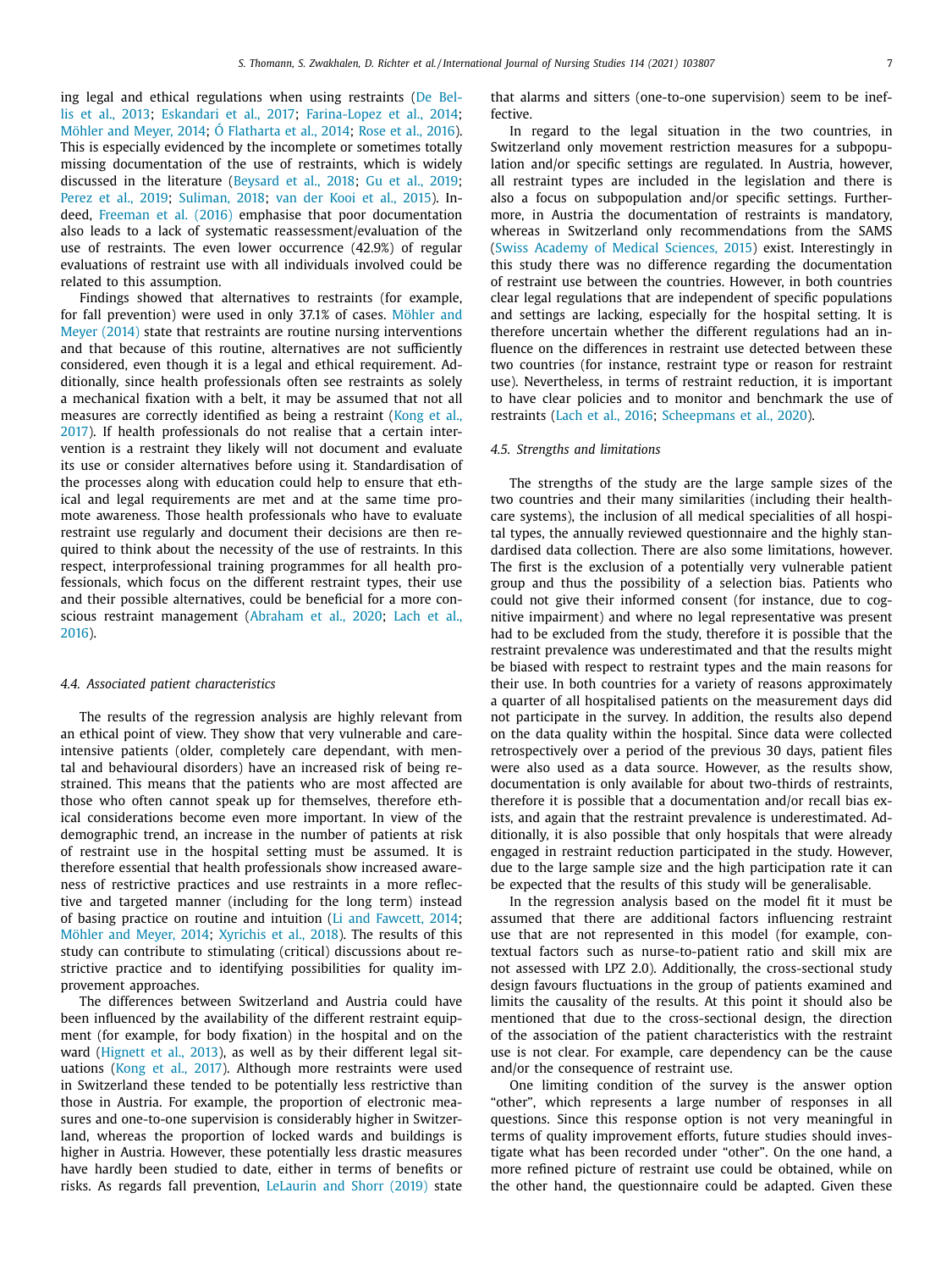ing legal and ethical regulations when using restraints (De Bellis et al., 2013; Eskandari et al., 2017; Farina-Lopez et al., 2014; Möhler and Meyer, 2014; Ó Flatharta et al., 2014; Rose et al., 2016). This is especially evidenced by the incomplete or sometimes totally missing documentation of the use of restraints, which is widely discussed in the literature (Beysard et al., 2018; Gu et al., 2019; Perez et al., 2019; Suliman, 2018; van der Kooi et al., 2015). Indeed, Freeman et al. (2016) emphasise that poor documentation also leads to a lack of systematic reassessment/evaluation of the use of restraints. The even lower occurrence (42.9%) of regular evaluations of restraint use with all individuals involved could be related to this assumption.

Findings showed that alternatives to restraints (for example, for fall prevention) were used in only 37.1% of cases. Möhler and Meyer (2014) state that restraints are routine nursing interventions and that because of this routine, alternatives are not sufficiently considered, even though it is a legal and ethical requirement. Additionally, since health professionals often see restraints as solely a mechanical fixation with a belt, it may be assumed that not all measures are correctly identified as being a restraint (Kong et al., 2017). If health professionals do not realise that a certain intervention is a restraint they likely will not document and evaluate its use or consider alternatives before using it. Standardisation of the processes along with education could help to ensure that ethical and legal requirements are met and at the same time promote awareness. Those health professionals who have to evaluate restraint use regularly and document their decisions are then required to think about the necessity of the use of restraints. In this respect, interprofessional training programmes for all health professionals, which focus on the different restraint types, their use and their possible alternatives, could be beneficial for a more conscious restraint management (Abraham et al., 2020; Lach et al., 2016).

### 4.4. Associated patient characteristics

The results of the regression analysis are highly relevant from an ethical point of view. They show that very vulnerable and care-intensive patients (older, completely care dependant, with mental and behavioural disorders) have an increased risk of being restrained. This means that the patients who are most affected are those who often cannot speak up for themselves, therefore ethical considerations become even more important. In view of the demographic trend, an increase in the number of patients at risk of restraint use in the hospital setting must be assumed. It is therefore essential that health professionals show increased awareness of restrictive practices and use restraints in a more reflective and targeted manner (including for the long term) instead of basing practice on routine and intuition (Li and Fawcett, 2014; Möhler and Meyer, 2014; Xyrichis et al., 2018). The results of this study can contribute to stimulating (critical) discussions about restrictive practice and to identifying possibilities for quality improvement approaches.

The differences between Switzerland and Austria could have been influenced by the availability of the different restraint equipment (for example, for body fixation) in the hospital and on the ward (Hignett et al., 2013), as well as by their different legal situations (Kong et al., 2017). Although more restraints were used in Switzerland these tended to be potentially less restrictive than those in Austria. For example, the proportion of electronic measures and one-to-one supervision is considerably higher in Switzerland, whereas the proportion of locked wards and buildings is higher in Austria. However, these potentially less drastic measures have hardly been studied to date, either in terms of benefits or risks. As regards fall prevention, LeLaurin and Shorr (2019) state that alarms and sitters (one-to-one supervision) seem to be ineffective.

In regard to the legal situation in the two countries, in Switzerland only movement restriction measures for a subpopulation and/or specific settings are regulated. In Austria, however, all restraint types are included in the legislation and there is also a focus on subpopulation and/or specific settings. Furthermore, in Austria the documentation of restraints is mandatory, whereas in Switzerland only recommendations from the SAMS (Swiss Academy of Medical Sciences, 2015) exist. Interestingly in this study there was no difference regarding the documentation of restraint use between the countries. However, in both countries clear legal regulations that are independent of specific populations and settings are lacking, especially for the hospital setting. It is therefore uncertain whether the different regulations had an influence on the differences in restraint use detected between these two countries (for instance, restraint type or reason for restraint use). Nevertheless, in terms of restraint reduction, it is important to have clear policies and to monitor and benchmark the use of restraints (Lach et al., 2016; Scheepmans et al., 2020).

### 4.5. Strengths and limitations

The strengths of the study are the large sample sizes of the two countries and their many similarities (including their healthcare systems), the inclusion of all medical specialities of all hospital types, the annually reviewed questionnaire and the highly standardised data collection. There are also some limitations, however. The first is the exclusion of a potentially very vulnerable patient group and thus the possibility of a selection bias. Patients who could not give their informed consent (for instance, due to cognitive impairment) and where no legal representative was present had to be excluded from the study, therefore it is possible that the restraint prevalence was underestimated and that the results might be biased with respect to restraint types and the main reasons for their use. In both countries for a variety of reasons approximately a quarter of all hospitalised patients on the measurement days did not participate in the survey. In addition, the results also depend on the data quality within the hospital. Since data were collected retrospectively over a period of the previous 30 days, patient files were also used as a data source. However, as the results show, documentation is only available for about two-thirds of restraints, therefore it is possible that a documentation and/or recall bias exists, and again that the restraint prevalence is underestimated. Additionally, it is also possible that only hospitals that were already engaged in restraint reduction participated in the study. However, due to the large sample size and the high participation rate it can be expected that the results of this study will be generalisable.

In the regression analysis based on the model fit it must be assumed that there are additional factors influencing restraint use that are not represented in this model (for example, contextual factors such as nurse-to-patient ratio and skill mix are not assessed with LPZ 2.0). Additionally, the cross-sectional study design favours fluctuations in the group of patients examined and limits the causality of the results. At this point it should also be mentioned that due to the cross-sectional design, the direction of the association of the patient characteristics with the restraint use is not clear. For example, care dependency can be the cause and/or the consequence of restraint use.

One limiting condition of the survey is the answer option "other", which represents a large number of responses in all questions. Since this response option is not very meaningful in terms of quality improvement efforts, future studies should investigate what has been recorded under "other". On the one hand, a more refined picture of restraint use could be obtained, while on the other hand, the questionnaire could be adapted. Given these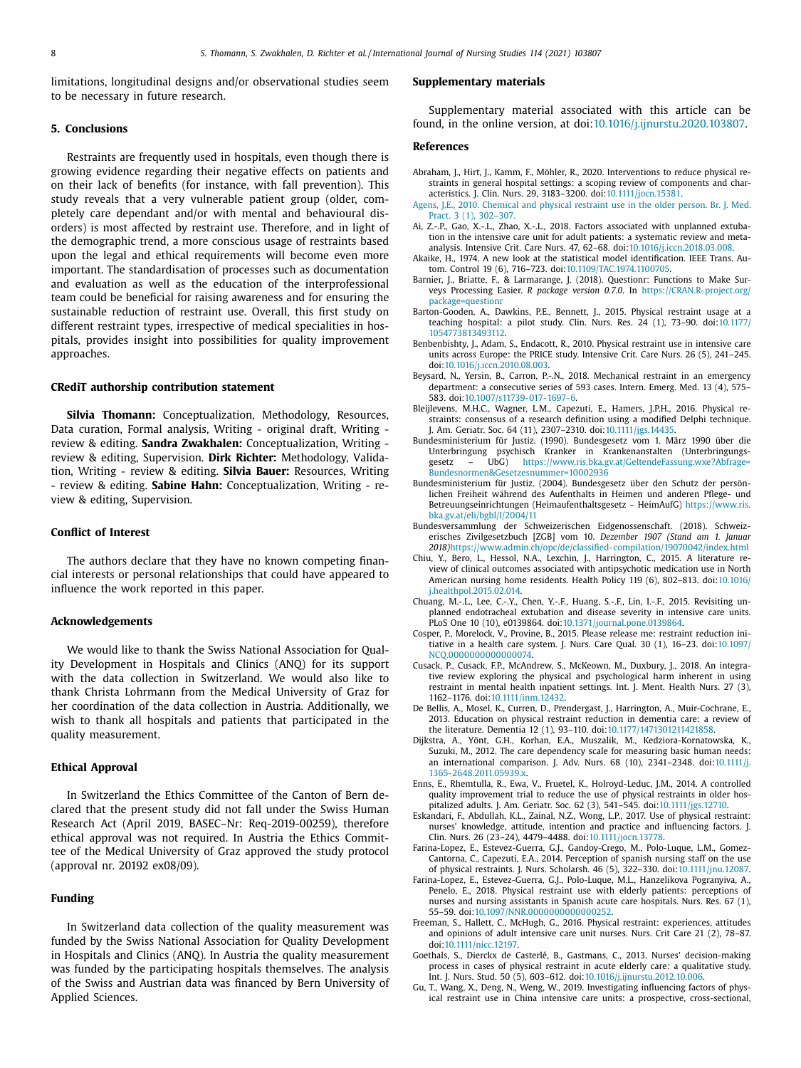limitations, longitudinal designs and/or observational studies seem to be necessary in future research.

## 5. Conclusions

Restraints are frequently used in hospitals, even though there is growing evidence regarding their negative effects on patients and on their lack of benefits (for instance, with fall prevention). This study reveals that a very vulnerable patient group (older, completely care dependant and/or with mental and behavioural disorders) is most affected by restraint use. Therefore, and in light of the demographic trend, a more conscious usage of restraints based upon the legal and ethical requirements will become even more important. The standardisation of processes such as documentation and evaluation as well as the education of the interprofessional team could be beneficial for raising awareness and for ensuring the sustainable reduction of restraint use. Overall, this first study on different restraint types, irrespective of medical specialities in hospitals, provides insight into possibilities for quality improvement approaches.

## CRediT authorship contribution statement

**Silvia Thomann:** Conceptualization, Methodology, Resources, Data curation, Formal analysis, Writing - original draft, Writing - review & editing. **Sandra Zwakhalen:** Conceptualization, Writing - review & editing, Supervision. **Dirk Richter:** Methodology, Validation, Writing - review & editing. **Silvia Bauer:** Resources, Writing - review & editing. **Sabine Hahn:** Conceptualization, Writing - review & editing, Supervision.

## Conflict of Interest

The authors declare that they have no known competing financial interests or personal relationships that could have appeared to influence the work reported in this paper.

## Acknowledgements

We would like to thank the Swiss National Association for Quality Development in Hospitals and Clinics (ANQ) for its support with the data collection in Switzerland. We would also like to thank Christa Lohrmann from the Medical University of Graz for her coordination of the data collection in Austria. Additionally, we wish to thank all hospitals and patients that participated in the quality measurement.

## Ethical Approval

In Switzerland the Ethics Committee of the Canton of Bern declared that the present study did not fall under the Swiss Human Research Act (April 2019, BASEC–Nr: Req-2019-00259), therefore ethical approval was not required. In Austria the Ethics Committee of the Medical University of Graz approved the study protocol (approval nr. 20192 ex08/09).

## Funding

In Switzerland data collection of the quality measurement was funded by the Swiss National Association for Quality Development in Hospitals and Clinics (ANQ). In Austria the quality measurement was funded by the participating hospitals themselves. The analysis of the Swiss and Austrian data was financed by Bern University of Applied Sciences.

## Supplementary materials

Supplementary material associated with this article can be found, in the online version, at doi:10.1016/j.ijnurstu.2020.103807.

## References

Abraham, J., Hirt, J., Kamm, F., Möhler, R., 2020. Interventions to reduce physical restraints in general hospital settings: a scoping review of components and characteristics. J. Clin. Nurs. 29, 3183–3200. doi:10.1111/jocn.15381.

Agens, J.E., 2010. Chemical and physical restraint use in the older person. Br. J. Med. Pract. 3 (1), 302–307.

Ai, Z.-P., Gao, X.-L., Zhao, X.-L., 2018. Factors associated with unplanned extubation in the intensive care unit for adult patients: a systematic review and meta-analysis. Intensive Crit. Care Nurs. 47, 62–68. doi:10.1016/j.iccn.2018.03.008.

Akaike, H., 1974. A new look at the statistical model identification. IEEE Trans. Autom. Control 19 (6), 716–723. doi:10.1109/TAC.1974.1100705.

Barnier, J., Briatte, F., & Larmarange, J. (2018). Questionr: Functions to Make Surveys Processing Easier. *R package version 0.7.0*. In https://CRAN.R-project.org/package=questionr

Barton-Gooden, A., Dawkins, P.E., Bennett, J., 2015. Physical restraint usage at a teaching hospital: a pilot study. Clin. Nurs. Res. 24 (1), 73–90. doi:10.1177/1054773813493112.

Benbenbishty, J., Adam, S., Endacott, R., 2010. Physical restraint use in intensive care units across Europe: the PRICE study. Intensive Crit. Care Nurs. 26 (5), 241–245. doi:10.1016/j.iccn.2010.08.003.

Beysard, N., Yersin, B., Carron, P.-N., 2018. Mechanical restraint in an emergency department: a consecutive series of 593 cases. Intern. Emerg. Med. 13 (4), 575–583. doi:10.1007/s11739-017-1697-6.

Bleijlevens, M.H.C., Wagner, L.M., Capezuti, E., Hamers, J.P.H., 2016. Physical restraints: consensus of a research definition using a modified Delphi technique. J. Am. Geriatr. Soc. 64 (11), 2307–2310. doi:10.1111/jgs.14435.

Bundesministerium für Justiz. (1990). Bundesgesetz vom 1. März 1990 über die Unterbringung psychisch Kranker in Krankenanstalten (Unterbringungsgesetz – UbG) https://www.ris.bka.gv.at/GeltendeFassung.wxe?Abfrage=Bundesnormen&Gesetzesnummer=10002936

Bundesministerium für Justiz. (2004). Bundesgesetz über den Schutz der persönlichen Freiheit während des Aufenthalts in Heimen und anderen Pflege- und Betreuungseinrichtungen (Heimaufenthaltsgesetz – HeimAufG) https://www.ris.bka.gv.at/eli/bgbl/I/2004/11

Bundesversammlung der Schweizerischen Eidgenossenschaft. (2018). Schweizerisches Zivilgesetzbuch [ZGB] vom 10. *Dezember 1907 (Stand am 1. Januar 2018)*https://www.admin.ch/opc/de/classified-compilation/19070042/index.html

Chiu, Y., Bero, L., Hessol, N.A., Lexchin, J., Harrington, C., 2015. A literature review of clinical outcomes associated with antipsychotic medication use in North American nursing home residents. Health Policy 119 (6), 802–813. doi:10.1016/j.healthpol.2015.02.014.

Chuang, M.-L., Lee, C.-Y., Chen, Y.-F., Huang, S.-F., Lin, I.-F., 2015. Revisiting unplanned endotracheal extubation and disease severity in intensive care units. PLoS One 10 (10), e0139864. doi:10.1371/journal.pone.0139864.

Cosper, P., Morelock, V., Provine, B., 2015. Please release me: restraint reduction initiative in a health care system. J. Nurs. Care Qual. 30 (1), 16–23. doi:10.1097/NCQ.0000000000000074.

Cusack, P., Cusack, F.P., McAndrew, S., McKeown, M., Duxbury, J., 2018. An integrative review exploring the physical and psychological harm inherent in using restraint in mental health inpatient settings. Int. J. Ment. Health Nurs. 27 (3), 1162–1176. doi:10.1111/inm.12432.

De Bellis, A., Mosel, K., Curren, D., Prendergast, J., Harrington, A., Muir-Cochrane, E., 2013. Education on physical restraint reduction in dementia care: a review of the literature. Dementia 12 (1), 93–110. doi:10.1177/1471301211421858.

Dijkstra, A., Yönt, G.H., Korhan, E.A., Muszalik, M., Kedziora-Kornatowska, K., Suzuki, M., 2012. The care dependency scale for measuring basic human needs: an international comparison. J. Adv. Nurs. 68 (10), 2341–2348. doi:10.1111/j.1365-2648.2011.05939.x.

Enns, E., Rhemtulla, R., Ewa, V., Fruetel, K., Holroyd-Leduc, J.M., 2014. A controlled quality improvement trial to reduce the use of physical restraints in older hospitalized adults. J. Am. Geriatr. Soc. 62 (3), 541–545. doi:10.1111/jgs.12710.

Eskandari, F., Abdullah, K.L., Zainal, N.Z., Wong, L.P., 2017. Use of physical restraint: nurses' knowledge, attitude, intention and practice and influencing factors. J. Clin. Nurs. 26 (23–24), 4479–4488. doi:10.1111/jocn.13778.

Farina-Lopez, E., Estevez-Guerra, G.J., Gandoy-Crego, M., Polo-Luque, L.M., Gomez-Cantorna, C., Capezuti, E.A., 2014. Perception of spanish nursing staff on the use of physical restraints. J. Nurs. Scholarsh. 46 (5), 322–330. doi:10.1111/jnu.12087.

Farina-Lopez, E., Estevez-Guerra, G.J., Polo-Luque, M.L., Hanzelikova Pogranyiva, A., Penelo, E., 2018. Physical restraint use with elderly patients: perceptions of nurses and nursing assistants in Spanish acute care hospitals. Nurs. Res. 67 (1), 55–59. doi:10.1097/NNR.0000000000000252.

Freeman, S., Hallett, C., McHugh, G., 2016. Physical restraint: experiences, attitudes and opinions of adult intensive care unit nurses. Nurs. Crit Care 21 (2), 78–87. doi:10.1111/nicc.12197.

Goethals, S., Dierckx de Casterlé, B., Gastmans, C., 2013. Nurses' decision-making process in cases of physical restraint in acute elderly care: a qualitative study. Int. J. Nurs. Stud. 50 (5), 603–612. doi:10.1016/j.ijnurstu.2012.10.006.

Gu, T., Wang, X., Deng, N., Weng, W., 2019. Investigating influencing factors of physical restraint use in China intensive care units: a prospective, cross-sectional,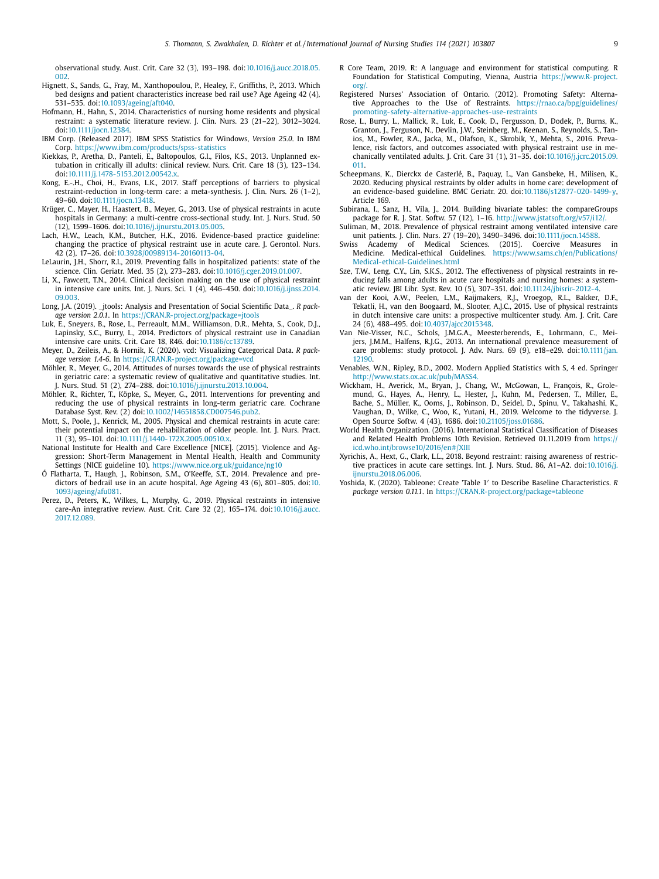observational study. Aust. Crit. Care 32 (3), 193–198. doi:10.1016/j.aucc.2018.05.002.

Hignett, S., Sands, G., Fray, M., Xanthopoulou, P., Healey, F., Griffiths, P., 2013. Which bed designs and patient characteristics increase bed rail use? Age Ageing 42 (4), 531–535. doi:10.1093/ageing/aft040.

Hofmann, H., Hahn, S., 2014. Characteristics of nursing home residents and physical restraint: a systematic literature review. J. Clin. Nurs. 23 (21–22), 3012–3024. doi:10.1111/jocn.12384.

IBM Corp. (Released 2017). IBM SPSS Statistics for Windows, *Version 25.0*. In IBM Corp. https://www.ibm.com/products/spss-statistics

Kiekkas, P., Aretha, D., Panteli, E., Baltopoulos, G.I., Filos, K.S., 2013. Unplanned extubation in critically ill adults: clinical review. Nurs. Crit. Care 18 (3), 123–134. doi:10.1111/j.1478-5153.2012.00542.x.

Kong, E.-H., Choi, H., Evans, L.K., 2017. Staff perceptions of barriers to physical restraint-reduction in long-term care: a meta-synthesis. J. Clin. Nurs. 26 (1–2), 49–60. doi:10.1111/jocn.13418.

Krüger, C., Mayer, H., Haastert, B., Meyer, G., 2013. Use of physical restraints in acute hospitals in Germany: a multi-centre cross-sectional study. Int. J. Nurs. Stud. 50 (12), 1599–1606. doi:10.1016/j.ijnurstu.2013.05.005.

Lach, H.W., Leach, K.M., Butcher, H.K., 2016. Evidence-based practice guideline: changing the practice of physical restraint use in acute care. J. Gerontol. Nurs. 42 (2), 17–26. doi:10.3928/00989134-20160113-04.

LeLaurin, J.H., Shorr, R.I., 2019. Preventing falls in hospitalized patients: state of the science. Clin. Geriatr. Med. 35 (2), 273–283. doi:10.1016/j.cger.2019.01.007.

Li, X., Fawcett, T.N., 2014. Clinical decision making on the use of physical restraint in intensive care units. Int. J. Nurs. Sci. 1 (4), 446–450. doi:10.1016/j.ijnss.2014.09.003.

Long, J.A. (2019). _jtools: Analysis and Presentation of Social Scientific Data_. *R package version 2.0.1*. In https://CRAN.R-project.org/package=jtools

Luk, E., Sneyers, B., Rose, L., Perreault, M.M., Williamson, D.R., Mehta, S., Cook, D.J., Lapinsky, S.C., Burry, L., 2014. Predictors of physical restraint use in Canadian intensive care units. Crit. Care 18, R46. doi:10.1186/cc13789.

Meyer, D., Zeileis, A., & Hornik, K. (2020). vcd: Visualizing Categorical Data. *R package version 1.4-6*. In https://CRAN.R-project.org/package=vcd

Möhler, R., Meyer, G., 2014. Attitudes of nurses towards the use of physical restraints in geriatric care: a systematic review of qualitative and quantitative studies. Int. J. Nurs. Stud. 51 (2), 274–288. doi:10.1016/j.ijnurstu.2013.10.004.

Möhler, R., Richter, T., Köpke, S., Meyer, G., 2011. Interventions for preventing and reducing the use of physical restraints in long-term geriatric care. Cochrane Database Syst. Rev. (2) doi:10.1002/14651858.CD007546.pub2.

Mott, S., Poole, J., Kenrick, M., 2005. Physical and chemical restraints in acute care: their potential impact on the rehabilitation of older people. Int. J. Nurs. Pract. 11 (3), 95–101. doi:10.1111/j.1440-172X.2005.00510.x.

National Institute for Health and Care Excellence [NICE]. (2015). Violence and Aggression: Short-Term Management in Mental Health, Health and Community Settings (NICE guideline 10). https://www.nice.org.uk/guidance/ng10

Ó Flatharta, T., Haugh, J., Robinson, S.M., O'Keeffe, S.T., 2014. Prevalence and predictors of bedrail use in an acute hospital. Age Ageing 43 (6), 801–805. doi:10.1093/ageing/afu081.

Perez, D., Peters, K., Wilkes, L., Murphy, G., 2019. Physical restraints in intensive care-An integrative review. Aust. Crit. Care 32 (2), 165–174. doi:10.1016/j.aucc.2017.12.089.

R Core Team, 2019. R: A language and environment for statistical computing. R Foundation for Statistical Computing, Vienna, Austria https://www.R-project.org/.

Registered Nurses' Association of Ontario. (2012). Promoting Safety: Alternative Approaches to the Use of Restraints. https://rnao.ca/bpg/guidelines/promoting-safety-alternative-approaches-use-restraints

Rose, L., Burry, L., Mallick, R., Luk, E., Cook, D., Fergusson, D., Dodek, P., Burns, K., Granton, J., Ferguson, N., Devlin, J.W., Steinberg, M., Keenan, S., Reynolds, S., Tanios, M., Fowler, R.A., Jacka, M., Olafson, K., Skrobik, Y., Mehta, S., 2016. Prevalence, risk factors, and outcomes associated with physical restraint use in mechanically ventilated adults. J. Crit. Care 31 (1), 31–35. doi:10.1016/j.jcrc.2015.09.011.

Scheepmans, K., Dierckx de Casterlé, B., Paquay, L., Van Gansbeke, H., Milisen, K., 2020. Reducing physical restraints by older adults in home care: development of an evidence-based guideline. BMC Geriatr. 20. doi:10.1186/s12877-020-1499-y, Article 169.

Subirana, I., Sanz, H., Vila, J., 2014. Building bivariate tables: the compareGroups package for R. J. Stat. Softw. 57 (12), 1–16. http://www.jstatsoft.org/v57/i12/.

Suliman, M., 2018. Prevalence of physical restraint among ventilated intensive care unit patients. J. Clin. Nurs. 27 (19–20), 3490–3496. doi:10.1111/jocn.14588.

Swiss Academy of Medical Sciences. (2015). Coercive Measures in Medicine. Medical-ethical Guidelines. https://www.sams.ch/en/Publications/Medical-ethical-Guidelines.html

Sze, T.W., Leng, C.Y., Lin, S.K.S., 2012. The effectiveness of physical restraints in reducing falls among adults in acute care hospitals and nursing homes: a systematic review. JBI Libr. Syst. Rev. 10 (5), 307–351. doi:10.11124/jbisrir-2012-4.

van der Kooi, A.W., Peelen, L.M., Raijmakers, R.J., Vroegop, R.L., Bakker, D.F., Tekatli, H., van den Boogaard, M., Slooter, A.J.C., 2015. Use of physical restraints in Dutch intensive care units: a prospective multicenter study. Am. J. Crit. Care 24 (6), 488–495. doi:10.4037/ajcc2015348.

Van Nie-Visser, N.C., Schols, J.M.G.A., Meesterberends, E., Lohrmann, C., Meijers, J.M.M., Halfens, R.J.G., 2013. An international prevalence measurement of care problems: study protocol. J. Adv. Nurs. 69 (9), e18–e29. doi:10.1111/jan.12190.

Venables, W.N., Ripley, B.D., 2002. Modern Applied Statistics with S, 4 ed. Springer http://www.stats.ox.ac.uk/pub/MASS4.

Wickham, H., Averick, M., Bryan, J., Chang, W., McGowan, L., François, R., Grolemund, G., Hayes, A., Henry, L., Hester, J., Kuhn, M., Pedersen, T., Miller, E., Bache, S., Müller, K., Ooms, J., Robinson, D., Seidel, D., Spinu, V., Takahashi, K., Vaughan, D., Wilke, C., Woo, K., Yutani, H., 2019. Welcome to the tidyverse. J. Open Source Softw. 4 (43), 1686. doi:10.21105/joss.01686.

World Health Organization. (2016). International Statistical Classification of Diseases and Related Health Problems 10th Revision. Retrieved 01.11.2019 from https://icd.who.int/browse10/2016/en#/XIII

Xyrichis, A., Hext, G., Clark, L.L., 2018. Beyond restraint: raising awareness of restrictive practices in acute care settings. Int. J. Nurs. Stud. 86, A1–A2. doi:10.1016/j.ijnurstu.2018.06.006.

Yoshida, K. (2020). Tableone: Create 'Table 1' to Describe Baseline Characteristics. *R package version 0.11.1*. In https://CRAN.R-project.org/package=tableone